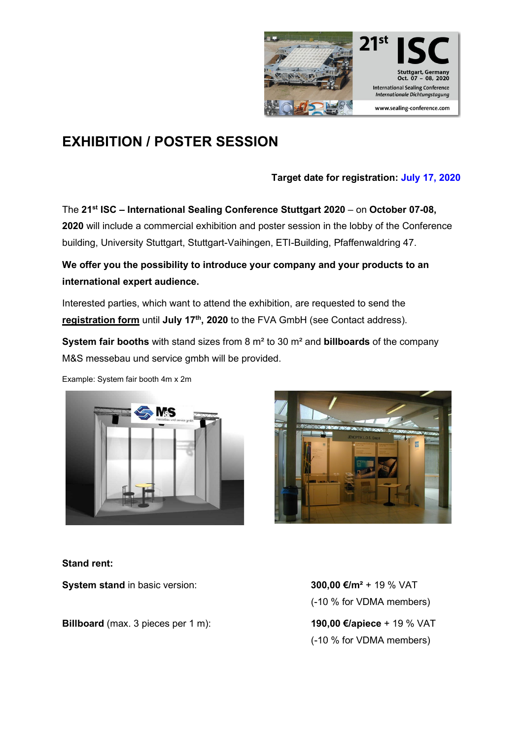# EXHIBITION / POSTER SESSION

**Target date for registration: July 17, 2020**

The **21st ISC – International Sealing Conference Stuttgart 2020** – on **October 07-08, 2020** will include a commercial exhibition and poster session in the lobby of the Conference building, University Stuttgart, Stuttgart-Vaihingen, ETI-Building, Pfaffenwaldring 47.

**We offer you the possibility to introduce your company and your products to an international expert audience.**

Interested parties, which want to attend the exhibition, are requested to send the **registration form** until **July 17th, 2020** to the FVA GmbH (see Contact address).

**System fair booths** with stand sizes from 8 m² to 30 m² and **billboards** of the company M&S messebau und service gmbh will be provided.

Example: System fair booth 4m x 2m

**Stand rent:**

| | |
|---|---|
| **System stand** in basic version: | **300,00 €/m²** + 19 % VAT (-10 % for VDMA members) |
| **Billboard** (max. 3 pieces per 1 m): | **190,00 €/apiece** + 19 % VAT (-10 % for VDMA members) |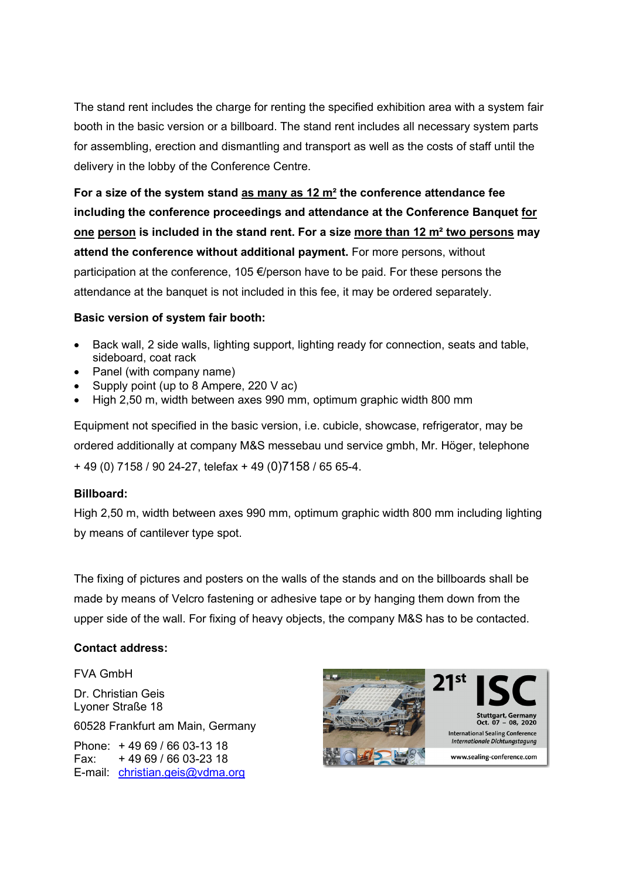The stand rent includes the charge for renting the specified exhibition area with a system fair booth in the basic version or a billboard. The stand rent includes all necessary system parts for assembling, erection and dismantling and transport as well as the costs of staff until the delivery in the lobby of the Conference Centre.

**For a size of the system stand as many as 12 m² the conference attendance fee including the conference proceedings and attendance at the Conference Banquet for one person is included in the stand rent. For a size more than 12 m² two persons may attend the conference without additional payment.** For more persons, without participation at the conference, 105 €/person have to be paid. For these persons the attendance at the banquet is not included in this fee, it may be ordered separately.

**Basic version of system fair booth:**

- Back wall, 2 side walls, lighting support, lighting ready for connection, seats and table, sideboard, coat rack
- Panel (with company name)
- Supply point (up to 8 Ampere, 220 V ac)
- High 2,50 m, width between axes 990 mm, optimum graphic width 800 mm

Equipment not specified in the basic version, i.e. cubicle, showcase, refrigerator, may be ordered additionally at company M&S messebau und service gmbh, Mr. Höger, telephone + 49 (0) 7158 / 90 24-27, telefax + 49 (0)7158 / 65 65-4.

**Billboard:**

High 2,50 m, width between axes 990 mm, optimum graphic width 800 mm including lighting by means of cantilever type spot.

The fixing of pictures and posters on the walls of the stands and on the billboards shall be made by means of Velcro fastening or adhesive tape or by hanging them down from the upper side of the wall. For fixing of heavy objects, the company M&S has to be contacted.

**Contact address:**

FVA GmbH

Dr. Christian Geis
Lyoner Straße 18

60528 Frankfurt am Main, Germany

Phone: + 49 69 / 66 03-13 18
Fax: + 49 69 / 66 03-23 18
E-mail: christian.geis@vdma.org

21st ISC
Stuttgart, Germany
Oct. 07 – 08, 2020
International Sealing Conference
*Internationale Dichtungstagung*
www.sealing-conference.com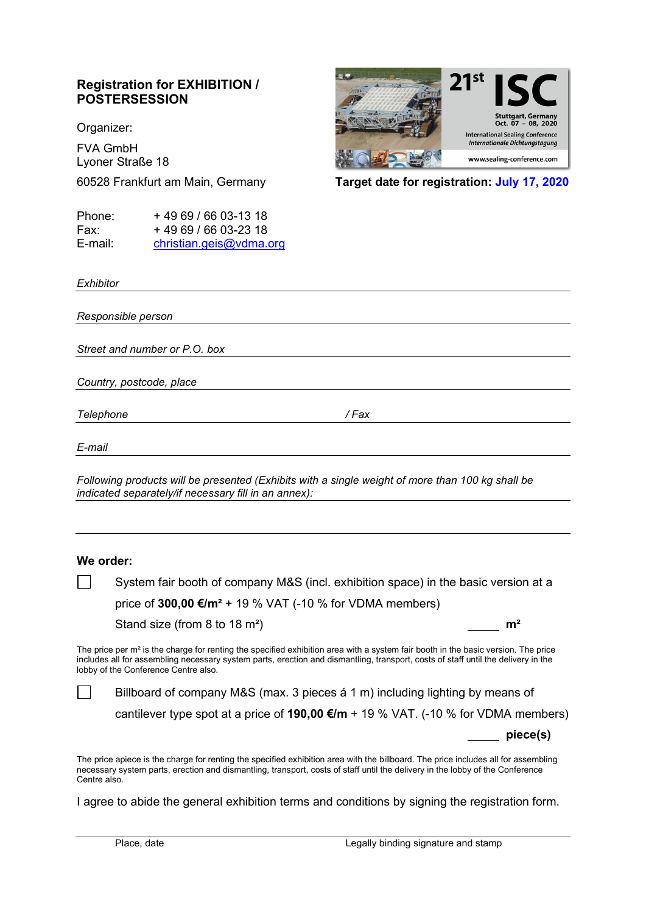## Registration for EXHIBITION / POSTERSESSION

Organizer:

FVA GmbH
Lyoner Straße 18
60528 Frankfurt am Main, Germany

Phone: + 49 69 / 66 03-13 18
Fax: + 49 69 / 66 03-23 18
E-mail: christian.geis@vdma.org

21st ISC
Stuttgart, Germany
Oct. 07 – 08, 2020
International Sealing Conference
*Internationale Dichtungstagung*
www.sealing-conference.com

**Target date for registration: July 17, 2020**

*Exhibitor* ______________________________________________

*Responsible person* ______________________________________________

*Street and number or P.O. box* ______________________________________________

*Country, postcode, place* ______________________________________________

*Telephone* ______________________ */ Fax* ______________________

*E-mail* ______________________________________________

*Following products will be presented (Exhibits with a single weight of more than 100 kg shall be indicated separately/if necessary fill in an annex):*

______________________________________________

**We order:**

☐ System fair booth of company M&S (incl. exhibition space) in the basic version at a price of **300,00 €/m²** + 19 % VAT (-10 % for VDMA members)
Stand size (from 8 to 18 m²) _____ **m²**

The price per m² is the charge for renting the specified exhibition area with a system fair booth in the basic version. The price includes all for assembling necessary system parts, erection and dismantling, transport, costs of staff until the delivery in the lobby of the Conference Centre also.

☐ Billboard of company M&S (max. 3 pieces á 1 m) including lighting by means of cantilever type spot at a price of **190,00 €/m** + 19 % VAT. (-10 % for VDMA members)
_____ **piece(s)**

The price apiece is the charge for renting the specified exhibition area with the billboard. The price includes all for assembling necessary system parts, erection and dismantling, transport, costs of staff until the delivery in the lobby of the Conference Centre also.

I agree to abide the general exhibition terms and conditions by signing the registration form.

______________________________________________

Place, date Legally binding signature and stamp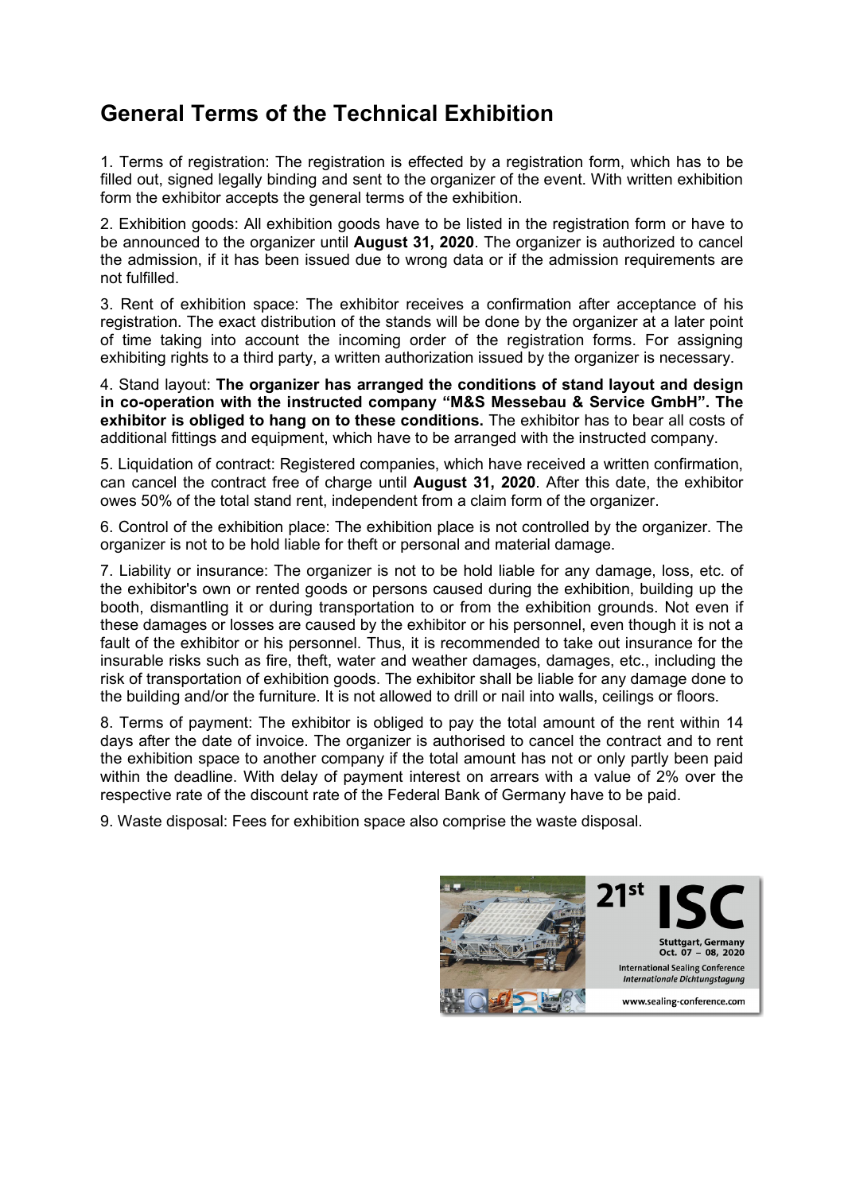# General Terms of the Technical Exhibition

1. Terms of registration: The registration is effected by a registration form, which has to be filled out, signed legally binding and sent to the organizer of the event. With written exhibition form the exhibitor accepts the general terms of the exhibition.

2. Exhibition goods: All exhibition goods have to be listed in the registration form or have to be announced to the organizer until **August 31, 2020**. The organizer is authorized to cancel the admission, if it has been issued due to wrong data or if the admission requirements are not fulfilled.

3. Rent of exhibition space: The exhibitor receives a confirmation after acceptance of his registration. The exact distribution of the stands will be done by the organizer at a later point of time taking into account the incoming order of the registration forms. For assigning exhibiting rights to a third party, a written authorization issued by the organizer is necessary.

4. Stand layout: **The organizer has arranged the conditions of stand layout and design in co-operation with the instructed company "M&S Messebau & Service GmbH". The exhibitor is obliged to hang on to these conditions.** The exhibitor has to bear all costs of additional fittings and equipment, which have to be arranged with the instructed company.

5. Liquidation of contract: Registered companies, which have received a written confirmation, can cancel the contract free of charge until **August 31, 2020**. After this date, the exhibitor owes 50% of the total stand rent, independent from a claim form of the organizer.

6. Control of the exhibition place: The exhibition place is not controlled by the organizer. The organizer is not to be hold liable for theft or personal and material damage.

7. Liability or insurance: The organizer is not to be hold liable for any damage, loss, etc. of the exhibitor's own or rented goods or persons caused during the exhibition, building up the booth, dismantling it or during transportation to or from the exhibition grounds. Not even if these damages or losses are caused by the exhibitor or his personnel, even though it is not a fault of the exhibitor or his personnel. Thus, it is recommended to take out insurance for the insurable risks such as fire, theft, water and weather damages, damages, etc., including the risk of transportation of exhibition goods. The exhibitor shall be liable for any damage done to the building and/or the furniture. It is not allowed to drill or nail into walls, ceilings or floors.

8. Terms of payment: The exhibitor is obliged to pay the total amount of the rent within 14 days after the date of invoice. The organizer is authorised to cancel the contract and to rent the exhibition space to another company if the total amount has not or only partly been paid within the deadline. With delay of payment interest on arrears with a value of 2% over the respective rate of the discount rate of the Federal Bank of Germany have to be paid.

9. Waste disposal: Fees for exhibition space also comprise the waste disposal.

21st ISC
Stuttgart, Germany
Oct. 07 – 08, 2020
International Sealing Conference
*Internationale Dichtungstagung*
www.sealing-conference.com